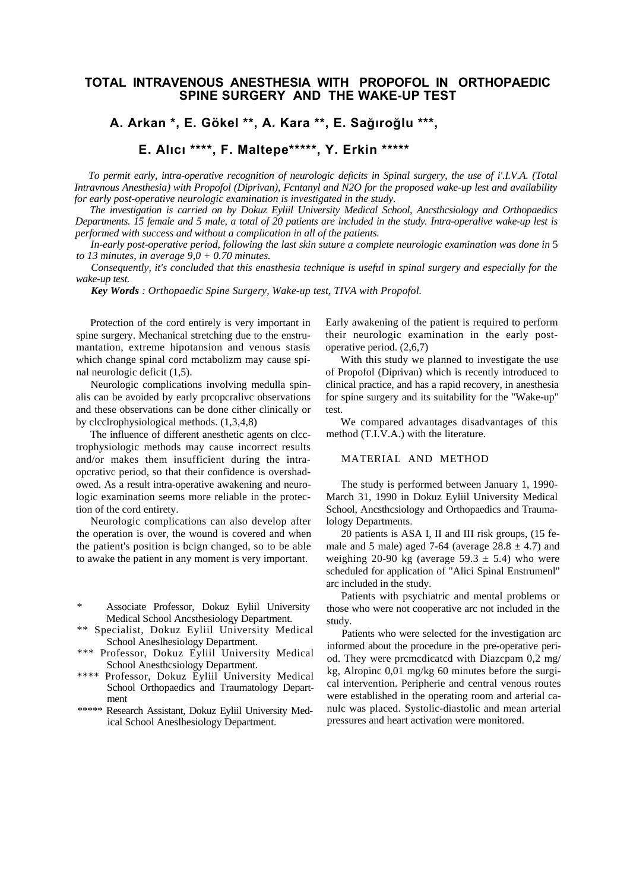# TOTAL INTRAVENOUS ANESTHESIA WITH PROPOFOL IN ORTHOPAEDIC SPINE SURGERY AND THE WAKE-UP TEST

## A. Arkan *, E. Gökel **, A. Kara **, E. Sağıroğlu ***, E. Alıcı ****, F. Maltepe*****, Y. Erkin *****

*To permit early, intra-operative recognition of neurologic deficits in Spinal surgery, the use of i'.I.V.A. (Total Intravnous Anesthesia) with Propofol (Diprivan), Fcntanyl and N2O for the proposed wake-up lest and availability for early post-operative neurologic examination is investigated in the study.*

*The investigation is carried on by Dokuz Eyliil University Medical School, Ancsthcsiology and Orthopaedics Departments. 15 female and 5 male, a total of 20 patients are included in the study. Intra-operalive wake-up lest is performed with success and without a complication in all of the patients.*

*In-early post-operative period, following the last skin suture a complete neurologic examination was done in* 5 *to 13 minutes, in average 9,0 + 0.70 minutes.*

*Consequently, it's concluded that this enasthesia technique is useful in spinal surgery and especially for the wake-up test.*

***Key Words** : Orthopaedic Spine Surgery, Wake-up test, TIVA with Propofol.*

Protection of the cord entirely is very important in spine surgery. Mechanical stretching due to the enstrumantation, extreme hipotansion and venous stasis which change spinal cord mctabolizm may cause spinal neurologic deficit (1,5).

Neurologic complications involving medulla spinalis can be avoided by early prcopcralivc observations and these observations can be done cither clinically or by clcclrophysiological methods. (1,3,4,8)

The influence of different anesthetic agents on clcctrophysiologic methods may cause incorrect results and/or makes them insufficient during the intraopcrativc period, so that their confidence is overshadowed. As a result intra-operative awakening and neurologic examination seems more reliable in the protection of the cord entirety.

Neurologic complications can also develop after the operation is over, the wound is covered and when the patient's position is bcign changed, so to be able to awake the patient in any moment is very important. Early awakening of the patient is required to perform their neurologic examination in the early postoperative period. (2,6,7)

With this study we planned to investigate the use of Propofol (Diprivan) which is recently introduced to clinical practice, and has a rapid recovery, in anesthesia for spine surgery and its suitability for the "Wake-up" test.

We compared advantages disadvantages of this method (T.I.V.A.) with the literature.

## MATERIAL AND METHOD

The study is performed between January 1, 1990-March 31, 1990 in Dokuz Eyliil University Medical School, Ancsthcsiology and Orthopaedics and Traumalology Departments.

20 patients is ASA I, II and III risk groups, (15 female and 5 male) aged 7-64 (average $28.8 \pm 4.7$) and weighing 20-90 kg (average $59.3 \pm 5.4$) who were scheduled for application of "Alici Spinal Enstrumenl" arc included in the study.

Patients with psychiatric and mental problems or those who were not cooperative arc not included in the study.

Patients who were selected for the investigation arc informed about the procedure in the pre-operative period. They were prcmcdicatcd with Diazcpam 0,2 mg/kg, Alropinc 0,01 mg/kg 60 minutes before the surgical intervention. Peripherie and central venous routes were established in the operating room and arterial canulc was placed. Systolic-diastolic and mean arterial pressures and heart activation were monitored.

---

\* Associate Professor, Dokuz Eyliil University Medical School Ancsthesiology Department.

\*\* Specialist, Dokuz Eyliil University Medical School Aneslhesiology Department.

\*\*\* Professor, Dokuz Eyliil University Medical School Anesthcsiology Department.

\*\*\*\* Professor, Dokuz Eyliil University Medical School Orthopaedics and Traumatology Department

\*\*\*\*\* Research Assistant, Dokuz Eyliil University Medical School Aneslhesiology Department.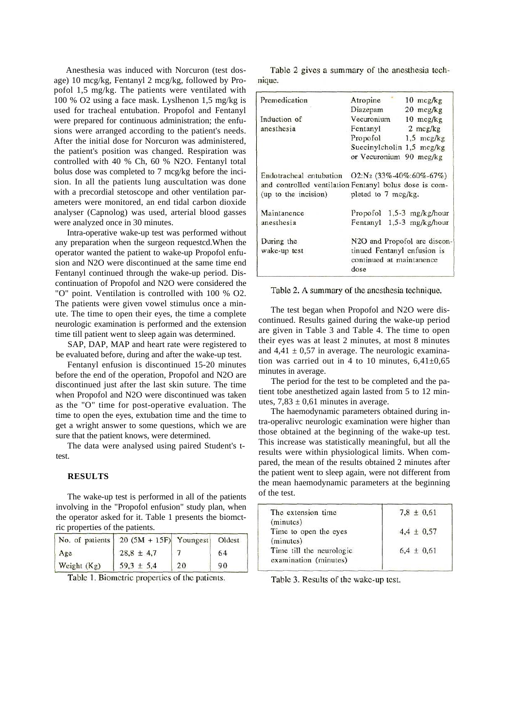Anesthesia was induced with Norcuron (test dosage) 10 mcg/kg, Fentanyl 2 mcg/kg, followed by Propofol 1,5 mg/kg. The patients were ventilated with 100 % O2 using a face mask. Lyslhenon 1,5 mg/kg is used for tracheal entubation. Propofol and Fentanyl were prepared for continuous administration; the enfusions were arranged according to the patient's needs. After the initial dose for Norcuron was administered, the patient's position was changed. Respiration was controlled with 40 % Ch, 60 % N2O. Fentanyl total bolus dose was completed to 7 mcg/kg before the incision. In all the patients lung auscultation was done with a precordial stetoscope and other ventilation parameters were monitored, an end tidal carbon dioxide analyser (Capnolog) was used, arterial blood gasses were analyzed once in 30 minutes.

Intra-operative wake-up test was performed without any preparation when the surgeon requestcd.When the operator wanted the patient to wake-up Propofol enfusion and N2O were discontinued at the same time end Fentanyl continued through the wake-up period. Discontinuation of Propofol and N2O were considered the "O" point. Ventilation is controlled with 100 % O2. The patients were given vowel stimulus once a minute. The time to open their eyes, the time a complete neurologic examination is performed and the extension time till patient went to sleep again was determined.

SAP, DAP, MAP and heart rate were registered to be evaluated before, during and after the wake-up test.

Fentanyl enfusion is discontinued 15-20 minutes before the end of the operation, Propofol and N2O are discontinued just after the last skin suture. The time when Propofol and N2O were discontinued was taken as the "O" time for post-operative evaluation. The time to open the eyes, extubation time and the time to get a wright answer to some questions, which we are sure that the patient knows, were determined.

The data were analysed using paired Student's t-test.

**RESULTS**

The wake-up test is performed in all of the patients involving in the "Propofol enfusion" study plan, when the operator asked for it. Table 1 presents the biomctric properties of the patients.

| No. of patients | 20 (5M + 15F) | Youngest | Oldest |
|---|---|---|---|
| Age | 28,8 ± 4,7 | 7 | 64 |
| Weight (Kg) | 59,3 ± 5,4 | 20 | 90 |

Table 1. Biometric properties of the patients.

Table 2 gives a summary of the anesthesia technique.

| | |
|---|---|
| Premedication | Atropine 10 mcg/kg<br>Diazepam 20 mcg/kg |
| Induction of anesthesia | Vecuronium 10 mcg/kg<br>Fentanyl 2 mcg/kg<br>Propofol 1,5 mcg/kg<br>Succinylcholin 1,5 mcg/kg<br>or Vecuronium 90 mcg/kg |
| Endotracheal entubation and controlled ventilation (up to the incision) | O2:N2 (33%-40%:60%-67%)<br>Fentanyl bolus dose is completed to 7 mcg/kg. |
| Maintanence anesthesia | Propofol 1,5-3 mg/kg/hour<br>Fentanyl 1,5-3 mg/kg/hour |
| During the wake-up test | N2O and Propofol are discontinued Fentanyl enfusion is continued at maintanence dose |

Table 2. A summary of the anesthesia technique.

The test began when Propofol and N2O were discontinued. Results gained during the wake-up period are given in Table 3 and Table 4. The time to open their eyes was at least 2 minutes, at most 8 minutes and 4,41 ± 0,57 in average. The neurologic examination was carried out in 4 to 10 minutes, 6,41±0,65 minutes in average.

The period for the test to be completed and the patient tobe anesthetized again lasted from 5 to 12 minutes, 7,83 ± 0,61 minutes in average.

The haemodynamic parameters obtained during intra-operalivc neurologic examination were higher than those obtained at the beginning of the wake-up test. This increase was statistically meaningful, but all the results were within physiological limits. When compared, the mean of the results obtained 2 minutes after the patient went to sleep again, were not different from the mean haemodynamic parameters at the beginning of the test.

| | |
|---|---|
| The extension time (minutes) | 7,8 ± 0,61 |
| Time to open the eyes (minutes) | 4,4 ± 0,57 |
| Time till the neurologic examination (minutes) | 6,4 ± 0,61 |

Table 3. Results of the wake-up test.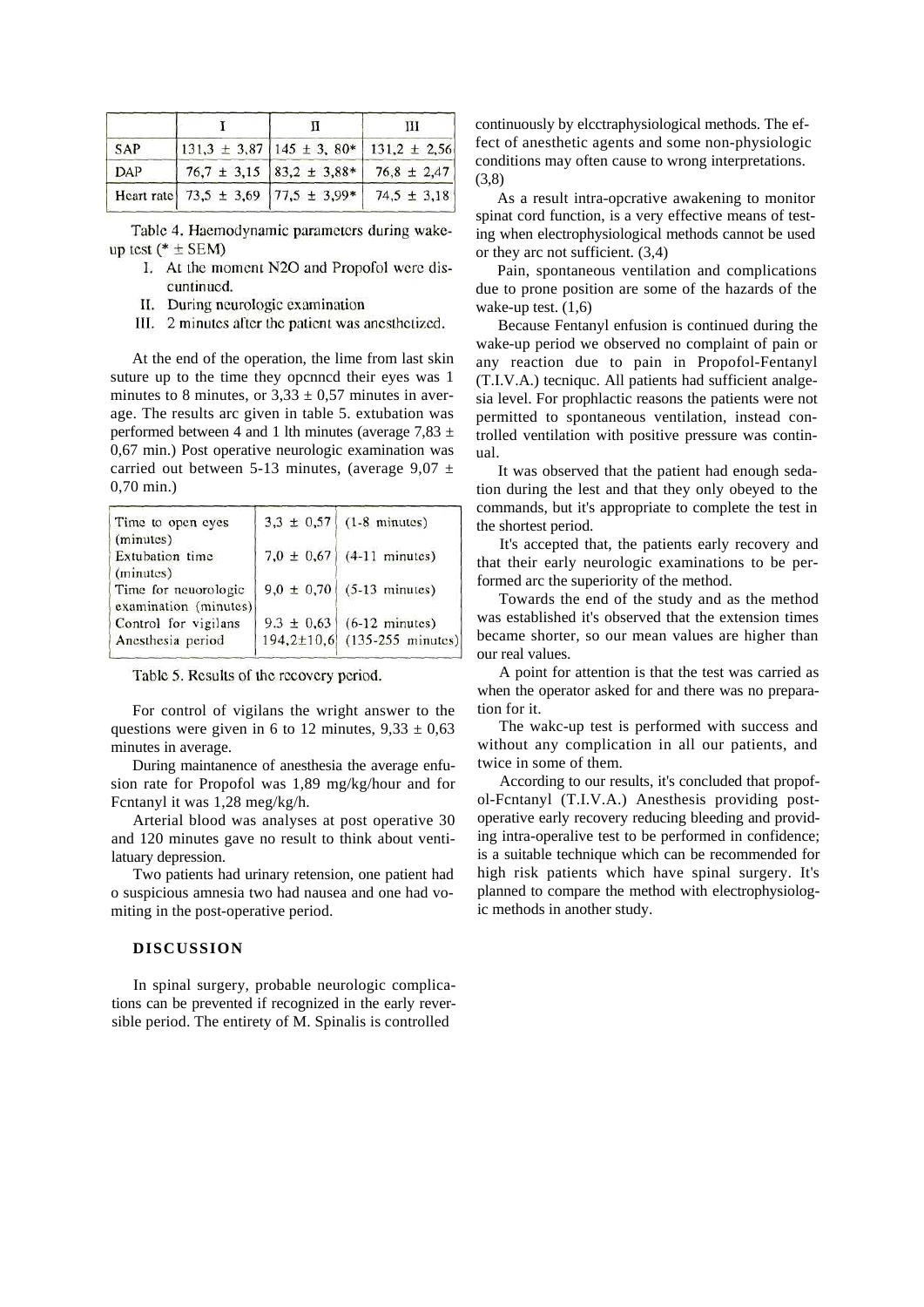|  | I | II | III |
|---|---|---|---|
| SAP | 131,3 ± 3,87 | 145 ± 3, 80* | 131,2 ± 2,56 |
| DAP | 76,7 ± 3,15 | 83,2 ± 3,88* | 76,8 ± 2,47 |
| Heart rate | 73,5 ± 3,69 | 77,5 ± 3,99* | 74,5 ± 3,18 |

Table 4. Haemodynamic parameters during wake-up test (* ± SEM)

I. At the moment N2O and Propofol were discuntinued.
II. During neurologic examination
III. 2 minutes after the patient was anesthetized.

At the end of the operation, the lime from last skin suture up to the time they opcnncd their eyes was 1 minutes to 8 minutes, or 3,33 ± 0,57 minutes in average. The results arc given in table 5. extubation was performed between 4 and 1 lth minutes (average 7,83 ± 0,67 min.) Post operative neurologic examination was carried out between 5-13 minutes, (average 9,07 ± 0,70 min.)

|  |  |  |
|---|---|---|
| Time to open eyes (minutes) | 3,3 ± 0,57 | (1-8 minutes) |
| Extubation time (minutes) | 7,0 ± 0,67 | (4-11 minutes) |
| Time for neurologic examination (minutes) | 9,0 ± 0,70 | (5-13 minutes) |
| Control for vigilans | 9.3 ± 0,63 | (6-12 minutes) |
| Anesthesia period | 194,2±10,6 | (135-255 minutes) |

Table 5. Results of the recovery period.

For control of vigilans the wright answer to the questions were given in 6 to 12 minutes, 9,33 ± 0,63 minutes in average.

During maintanence of anesthesia the average enfusion rate for Propofol was 1,89 mg/kg/hour and for Fcntanyl it was 1,28 meg/kg/h.

Arterial blood was analyses at post operative 30 and 120 minutes gave no result to think about ventilatuary depression.

Two patients had urinary retension, one patient had o suspicious amnesia two had nausea and one had vomiting in the post-operative period.

## DISCUSSION

In spinal surgery, probable neurologic complications can be prevented if recognized in the early reversible period. The entirety of M. Spinalis is controlled continuously by elcctraphysiological methods. The effect of anesthetic agents and some non-physiologic conditions may often cause to wrong interpretations. (3,8)

As a result intra-opcrative awakening to monitor spinat cord function, is a very effective means of testing when electrophysiological methods cannot be used or they arc not sufficient. (3,4)

Pain, spontaneous ventilation and complications due to prone position are some of the hazards of the wake-up test. (1,6)

Because Fentanyl enfusion is continued during the wake-up period we observed no complaint of pain or any reaction due to pain in Propofol-Fentanyl (T.I.V.A.) tecniquc. All patients had sufficient analgesia level. For prophlactic reasons the patients were not permitted to spontaneous ventilation, instead controlled ventilation with positive pressure was continual.

It was observed that the patient had enough sedation during the lest and that they only obeyed to the commands, but it's appropriate to complete the test in the shortest period.

It's accepted that, the patients early recovery and that their early neurologic examinations to be performed arc the superiority of the method.

Towards the end of the study and as the method was established it's observed that the extension times became shorter, so our mean values are higher than our real values.

A point for attention is that the test was carried as when the operator asked for and there was no preparation for it.

The wakc-up test is performed with success and without any complication in all our patients, and twice in some of them.

According to our results, it's concluded that propofol-Fcntanyl (T.I.V.A.) Anesthesis providing post-operative early recovery reducing bleeding and providing intra-operalive test to be performed in confidence; is a suitable technique which can be recommended for high risk patients which have spinal surgery. It's planned to compare the method with electrophysiologic methods in another study.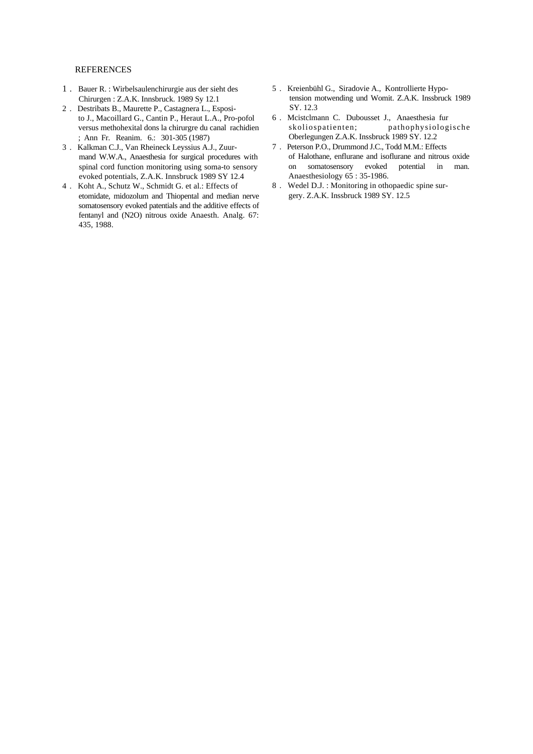REFERENCES

1. Bauer R. : Wirbelsaulenchirurgie aus der sieht des Chirurgen : Z.A.K. Innsbruck. 1989 Sy 12.1
2. Destribats B., Maurette P., Castagnera L., Esposito J., Macoillard G., Cantin P., Heraut L.A., Pro-pofol versus methohexital dons la chirurgre du canal rachidien ; Ann Fr. Reanim. 6.: 301-305 (1987)
3. Kalkman C.J., Van Rheineck Leyssius A.J., Zuurmand W.W.A., Anaesthesia for surgical procedures with spinal cord function monitoring using soma-to sensory evoked potentials, Z.A.K. Innsbruck 1989 SY 12.4
4. Koht A., Schutz W., Schmidt G. et al.: Effects of etomidate, midozolum and Thiopental and median nerve somatosensory evoked patentials and the additive effects of fentanyl and (N2O) nitrous oxide Anaesth. Analg. 67: 435, 1988.
5. Kreienbühl G., Siradovie A., Kontrollierte Hypotension motwending und Womit. Z.A.K. Inssbruck 1989 SY. 12.3
6. Mcistclmann C. Dubousset J., Anaesthesia fur skoliospatienten; pathophysiologische Oberlegungen Z.A.K. Inssbruck 1989 SY. 12.2
7. Peterson P.O., Drummond J.C., Todd M.M.: Effects of Halothane, enflurane and isoflurane and nitrous oxide on somatosensory evoked potential in man. Anaesthesiology 65 : 35-1986.
8. Wedel D.J. : Monitoring in othopaedic spine surgery. Z.A.K. Inssbruck 1989 SY. 12.5